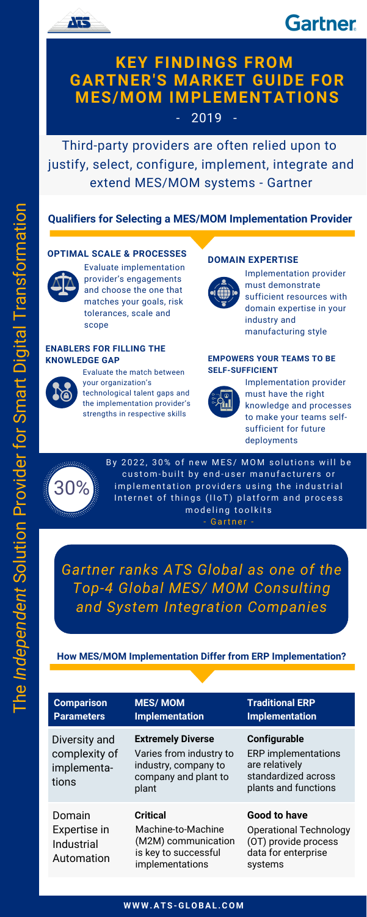# KEY FINDINGS FROM GARTNER'S MARKET GUIDE FOR MES/MOM IMPLEMENTATIONS

- 2019 -

Third-party providers are often relied upon to justify, select, configure, implement, integrate and extend MES/MOM systems - Gartner

The *Independent* Solution Provider for Smart Digital Transformation

## Qualifiers for Selecting a MES/MOM Implementation Provider

### OPTIMAL SCALE & PROCESSES

Evaluate implementation provider's engagements and choose the one that matches your goals, risk tolerances, scale and scope

### DOMAIN EXPERTISE

Implementation provider must demonstrate sufficient resources with domain expertise in your industry and manufacturing style

### ENABLERS FOR FILLING THE KNOWLEDGE GAP

Evaluate the match between your organization's technological talent gaps and the implementation provider's strengths in respective skills

### EMPOWERS YOUR TEAMS TO BE SELF-SUFFICIENT

Implementation provider must have the right knowledge and processes to make your teams self-sufficient for future deployments

**30%**

By 2022, 30% of new MES/ MOM solutions will be custom-built by end-user manufacturers or implementation providers using the industrial Internet of things (IIoT) platform and process modeling toolkits

- Gartner -

*Gartner ranks ATS Global as one of the Top-4 Global MES/ MOM Consulting and System Integration Companies*

## How MES/MOM Implementation Differ from ERP Implementation?

| Comparison Parameters | MES/ MOM Implementation | Traditional ERP Implementation |
| --- | --- | --- |
| Diversity and complexity of implementa-tions | **Extremely Diverse** Varies from industry to industry, company to company and plant to plant | **Configurable** ERP implementations are relatively standardized across plants and functions |
| Domain Expertise in Industrial Automation | **Critical** Machine-to-Machine (M2M) communication is key to successful implementations | **Good to have** Operational Technology (OT) provide process data for enterprise systems |

WWW.ATS-GLOBAL.COM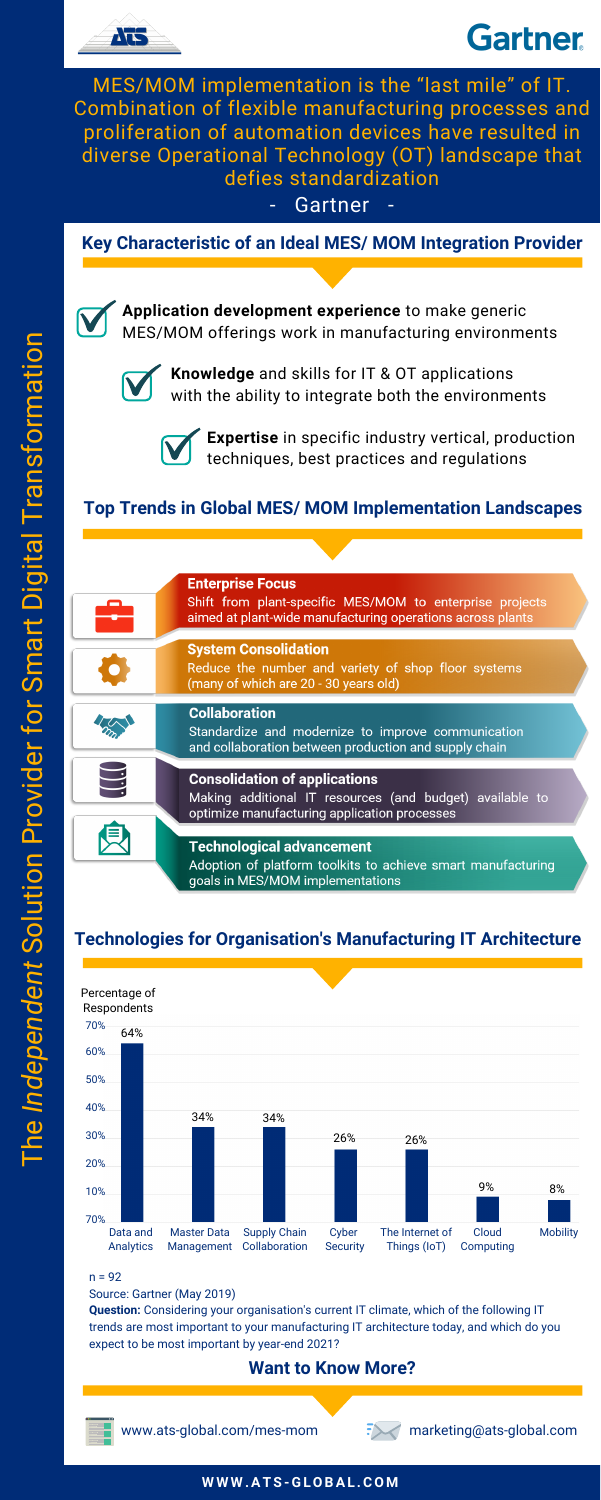MES/MOM implementation is the "last mile" of IT. Combination of flexible manufacturing processes and proliferation of automation devices have resulted in diverse Operational Technology (OT) landscape that defies standardization

\- Gartner -

The *Independent* Solution Provider for Smart Digital Transformation

## Key Characteristic of an Ideal MES/ MOM Integration Provider

- **Application development experience** to make generic MES/MOM offerings work in manufacturing environments
- **Knowledge** and skills for IT & OT applications with the ability to integrate both the environments
- **Expertise** in specific industry vertical, production techniques, best practices and regulations

## Top Trends in Global MES/ MOM Implementation Landscapes

**Enterprise Focus**
Shift from plant-specific MES/MOM to enterprise projects aimed at plant-wide manufacturing operations across plants

**System Consolidation**
Reduce the number and variety of shop floor systems (many of which are 20 - 30 years old)

**Collaboration**
Standardize and modernize to improve communication and collaboration between production and supply chain

**Consolidation of applications**
Making additional IT resources (and budget) available to optimize manufacturing application processes

**Technological advancement**
Adoption of platform toolkits to achieve smart manufacturing goals in MES/MOM implementations

## Technologies for Organisation's Manufacturing IT Architecture

Percentage of Respondents

70%
60%
50%
40%
30%
20%
10%
70%

64% Data and Analytics
34% Master Data Management
34% Supply Chain Collaboration
26% Cyber Security
26% The Internet of Things (IoT)
9% Cloud Computing
8% Mobility

n = 92

Source: Gartner (May 2019)

**Question:** Considering your organisation's current IT climate, which of the following IT trends are most important to your manufacturing IT architecture today, and which do you expect to be most important by year-end 2021?

## Want to Know More?

www.ats-global.com/mes-mom

marketing@ats-global.com

**WWW.ATS-GLOBAL.COM**